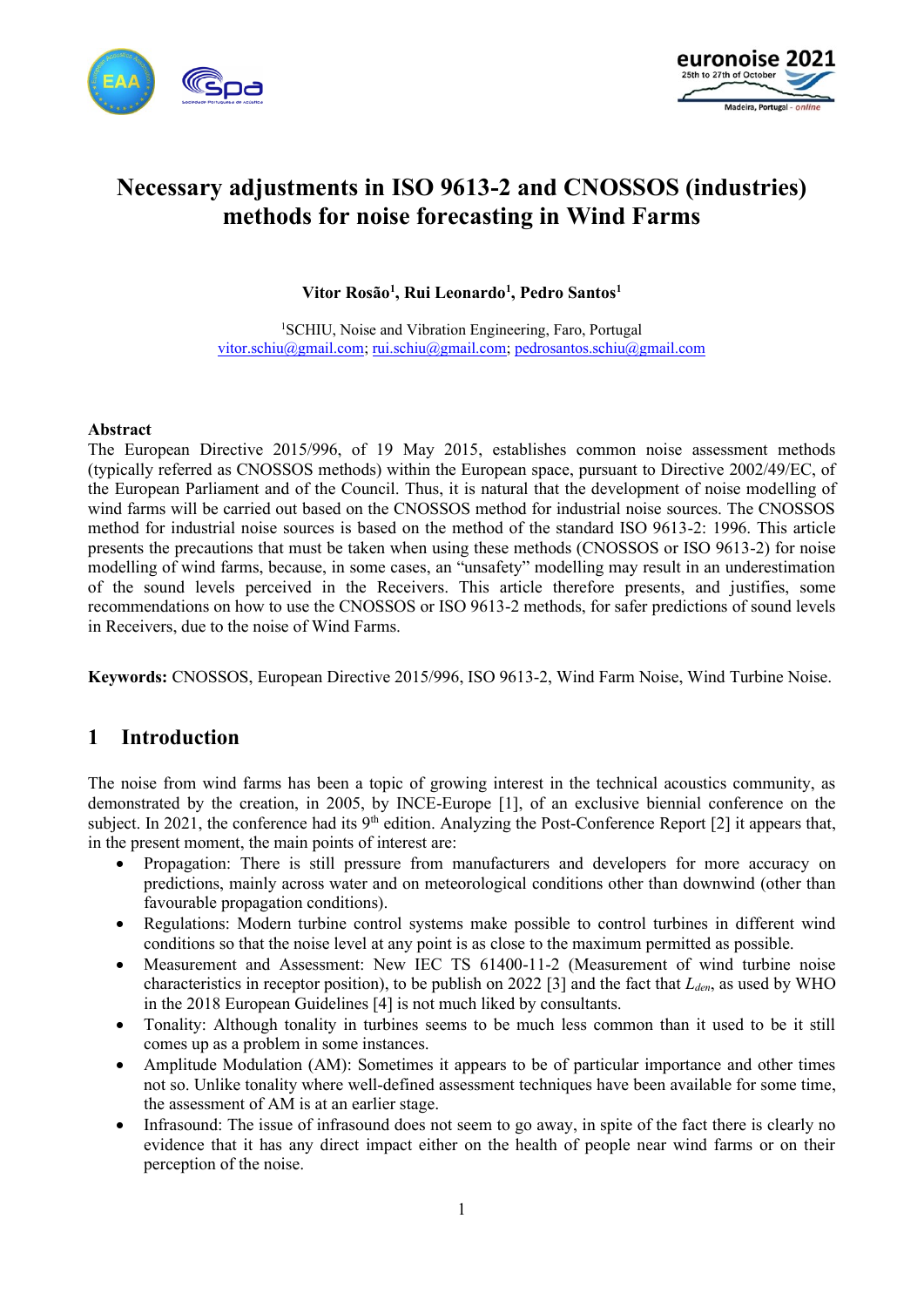# Necessary adjustments in ISO 9613-2 and CNOSSOS (industries) methods for noise forecasting in Wind Farms

**Vitor Rosão[1], Rui Leonardo[1], Pedro Santos[1]**

[1]SCHIU, Noise and Vibration Engineering, Faro, Portugal
vitor.schiu@gmail.com; rui.schiu@gmail.com; pedrosantos.schiu@gmail.com

**Abstract**

The European Directive 2015/996, of 19 May 2015, establishes common noise assessment methods (typically referred as CNOSSOS methods) within the European space, pursuant to Directive 2002/49/EC, of the European Parliament and of the Council. Thus, it is natural that the development of noise modelling of wind farms will be carried out based on the CNOSSOS method for industrial noise sources. The CNOSSOS method for industrial noise sources is based on the method of the standard ISO 9613-2: 1996. This article presents the precautions that must be taken when using these methods (CNOSSOS or ISO 9613-2) for noise modelling of wind farms, because, in some cases, an "unsafety" modelling may result in an underestimation of the sound levels perceived in the Receivers. This article therefore presents, and justifies, some recommendations on how to use the CNOSSOS or ISO 9613-2 methods, for safer predictions of sound levels in Receivers, due to the noise of Wind Farms.

**Keywords:** CNOSSOS, European Directive 2015/996, ISO 9613-2, Wind Farm Noise, Wind Turbine Noise.

## 1 Introduction

The noise from wind farms has been a topic of growing interest in the technical acoustics community, as demonstrated by the creation, in 2005, by INCE-Europe [1], of an exclusive biennial conference on the subject. In 2021, the conference had its 9th edition. Analyzing the Post-Conference Report [2] it appears that, in the present moment, the main points of interest are:

- Propagation: There is still pressure from manufacturers and developers for more accuracy on predictions, mainly across water and on meteorological conditions other than downwind (other than favourable propagation conditions).
- Regulations: Modern turbine control systems make possible to control turbines in different wind conditions so that the noise level at any point is as close to the maximum permitted as possible.
- Measurement and Assessment: New IEC TS 61400-11-2 (Measurement of wind turbine noise characteristics in receptor position), to be publish on 2022 [3] and the fact that $L_{den}$, as used by WHO in the 2018 European Guidelines [4] is not much liked by consultants.
- Tonality: Although tonality in turbines seems to be much less common than it used to be it still comes up as a problem in some instances.
- Amplitude Modulation (AM): Sometimes it appears to be of particular importance and other times not so. Unlike tonality where well-defined assessment techniques have been available for some time, the assessment of AM is at an earlier stage.
- Infrasound: The issue of infrasound does not seem to go away, in spite of the fact there is clearly no evidence that it has any direct impact either on the health of people near wind farms or on their perception of the noise.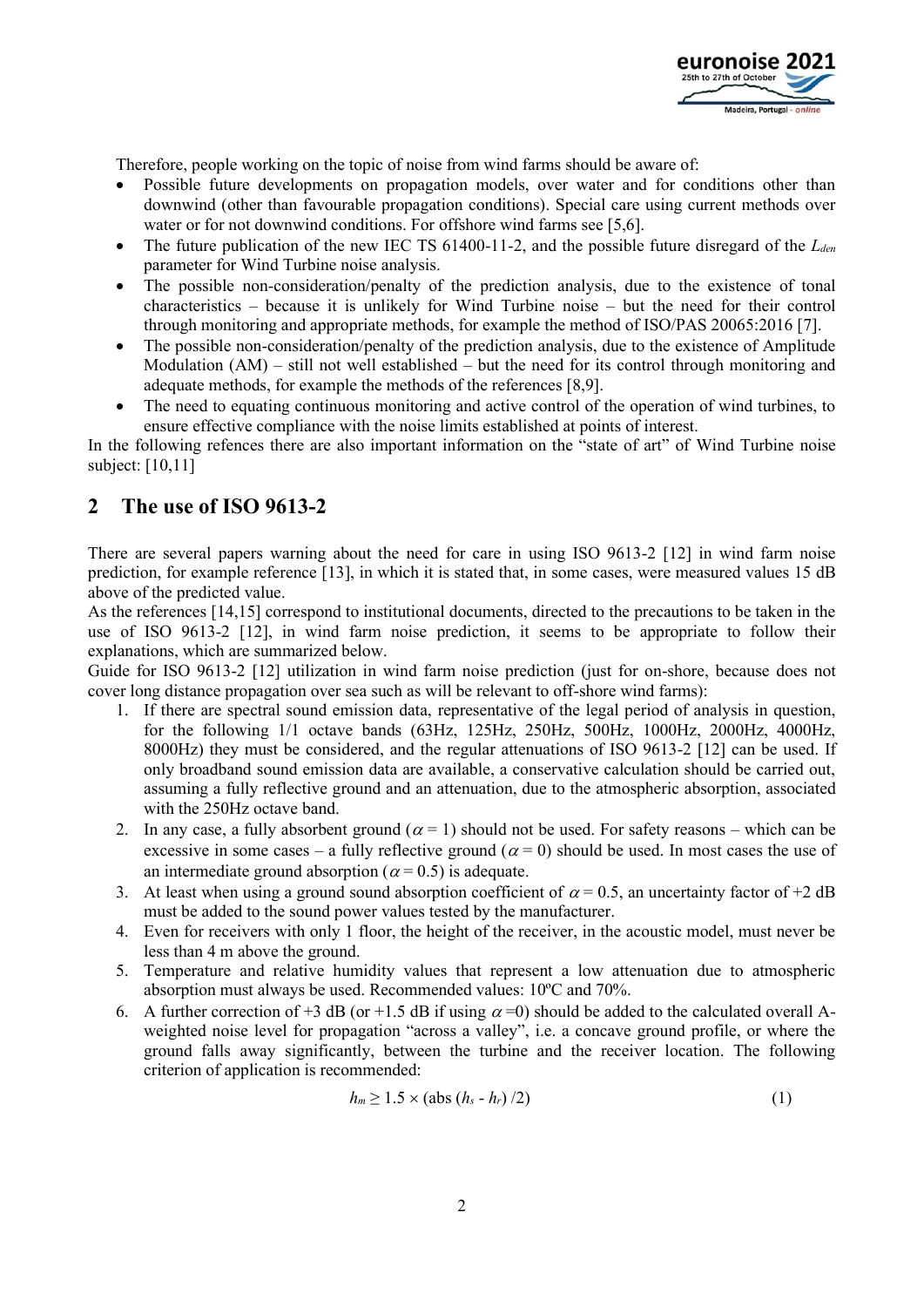Therefore, people working on the topic of noise from wind farms should be aware of:

- Possible future developments on propagation models, over water and for conditions other than downwind (other than favourable propagation conditions). Special care using current methods over water or for not downwind conditions. For offshore wind farms see [5,6].
- The future publication of the new IEC TS 61400-11-2, and the possible future disregard of the $L_{den}$ parameter for Wind Turbine noise analysis.
- The possible non-consideration/penalty of the prediction analysis, due to the existence of tonal characteristics – because it is unlikely for Wind Turbine noise – but the need for their control through monitoring and appropriate methods, for example the method of ISO/PAS 20065:2016 [7].
- The possible non-consideration/penalty of the prediction analysis, due to the existence of Amplitude Modulation (AM) – still not well established – but the need for its control through monitoring and adequate methods, for example the methods of the references [8,9].
- The need to equating continuous monitoring and active control of the operation of wind turbines, to ensure effective compliance with the noise limits established at points of interest.

In the following refences there are also important information on the "state of art" of Wind Turbine noise subject: [10,11]

## 2 The use of ISO 9613-2

There are several papers warning about the need for care in using ISO 9613-2 [12] in wind farm noise prediction, for example reference [13], in which it is stated that, in some cases, were measured values 15 dB above of the predicted value.

As the references [14,15] correspond to institutional documents, directed to the precautions to be taken in the use of ISO 9613-2 [12], in wind farm noise prediction, it seems to be appropriate to follow their explanations, which are summarized below.

Guide for ISO 9613-2 [12] utilization in wind farm noise prediction (just for on-shore, because does not cover long distance propagation over sea such as will be relevant to off-shore wind farms):

1. If there are spectral sound emission data, representative of the legal period of analysis in question, for the following 1/1 octave bands (63Hz, 125Hz, 250Hz, 500Hz, 1000Hz, 2000Hz, 4000Hz, 8000Hz) they must be considered, and the regular attenuations of ISO 9613-2 [12] can be used. If only broadband sound emission data are available, a conservative calculation should be carried out, assuming a fully reflective ground and an attenuation, due to the atmospheric absorption, associated with the 250Hz octave band.
2. In any case, a fully absorbent ground ($\alpha = 1$) should not be used. For safety reasons – which can be excessive in some cases – a fully reflective ground ($\alpha = 0$) should be used. In most cases the use of an intermediate ground absorption ($\alpha = 0.5$) is adequate.
3. At least when using a ground sound absorption coefficient of $\alpha = 0.5$, an uncertainty factor of +2 dB must be added to the sound power values tested by the manufacturer.
4. Even for receivers with only 1 floor, the height of the receiver, in the acoustic model, must never be less than 4 m above the ground.
5. Temperature and relative humidity values that represent a low attenuation due to atmospheric absorption must always be used. Recommended values: 10ºC and 70%.
6. A further correction of +3 dB (or +1.5 dB if using $\alpha = 0$) should be added to the calculated overall A-weighted noise level for propagation "across a valley", i.e. a concave ground profile, or where the ground falls away significantly, between the turbine and the receiver location. The following criterion of application is recommended:

$$h_m \geq 1.5 \times (\text{abs}\,(h_s - h_r)\,/2) \tag{1}$$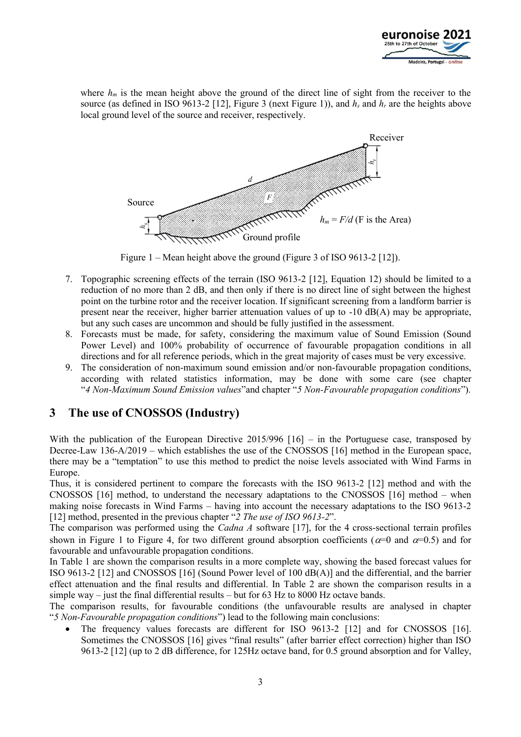where $h_m$ is the mean height above the ground of the direct line of sight from the receiver to the source (as defined in ISO 9613-2 [12], Figure 3 (next Figure 1)), and $h_s$ and $h_r$ are the heights above local ground level of the source and receiver, respectively.

Figure 1 – Mean height above the ground (Figure 3 of ISO 9613-2 [12]).

7. Topographic screening effects of the terrain (ISO 9613-2 [12], Equation 12) should be limited to a reduction of no more than 2 dB, and then only if there is no direct line of sight between the highest point on the turbine rotor and the receiver location. If significant screening from a landform barrier is present near the receiver, higher barrier attenuation values of up to -10 dB(A) may be appropriate, but any such cases are uncommon and should be fully justified in the assessment.
8. Forecasts must be made, for safety, considering the maximum value of Sound Emission (Sound Power Level) and 100% probability of occurrence of favourable propagation conditions in all directions and for all reference periods, which in the great majority of cases must be very excessive.
9. The consideration of non-maximum sound emission and/or non-favourable propagation conditions, according with related statistics information, may be done with some care (see chapter "*4 Non-Maximum Sound Emission values*" and chapter "*5 Non-Favourable propagation conditions*").

# 3 The use of CNOSSOS (Industry)

With the publication of the European Directive 2015/996 [16] – in the Portuguese case, transposed by Decree-Law 136-A/2019 – which establishes the use of the CNOSSOS [16] method in the European space, there may be a "temptation" to use this method to predict the noise levels associated with Wind Farms in Europe.

Thus, it is considered pertinent to compare the forecasts with the ISO 9613-2 [12] method and with the CNOSSOS [16] method, to understand the necessary adaptations to the CNOSSOS [16] method – when making noise forecasts in Wind Farms – having into account the necessary adaptations to the ISO 9613-2 [12] method, presented in the previous chapter "*2 The use of ISO 9613-2*".

The comparison was performed using the *Cadna A* software [17], for the 4 cross-sectional terrain profiles shown in Figure 1 to Figure 4, for two different ground absorption coefficients ($\alpha$=0 and $\alpha$=0.5) and for favourable and unfavourable propagation conditions.

In Table 1 are shown the comparison results in a more complete way, showing the based forecast values for ISO 9613-2 [12] and CNOSSOS [16] (Sound Power level of 100 dB(A)] and the differential, and the barrier effect attenuation and the final results and differential. In Table 2 are shown the comparison results in a simple way – just the final differential results – but for 63 Hz to 8000 Hz octave bands.

The comparison results, for favourable conditions (the unfavourable results are analysed in chapter "*5 Non-Favourable propagation conditions*") lead to the following main conclusions:

- The frequency values forecasts are different for ISO 9613-2 [12] and for CNOSSOS [16]. Sometimes the CNOSSOS [16] gives "final results" (after barrier effect correction) higher than ISO 9613-2 [12] (up to 2 dB difference, for 125Hz octave band, for 0.5 ground absorption and for Valley,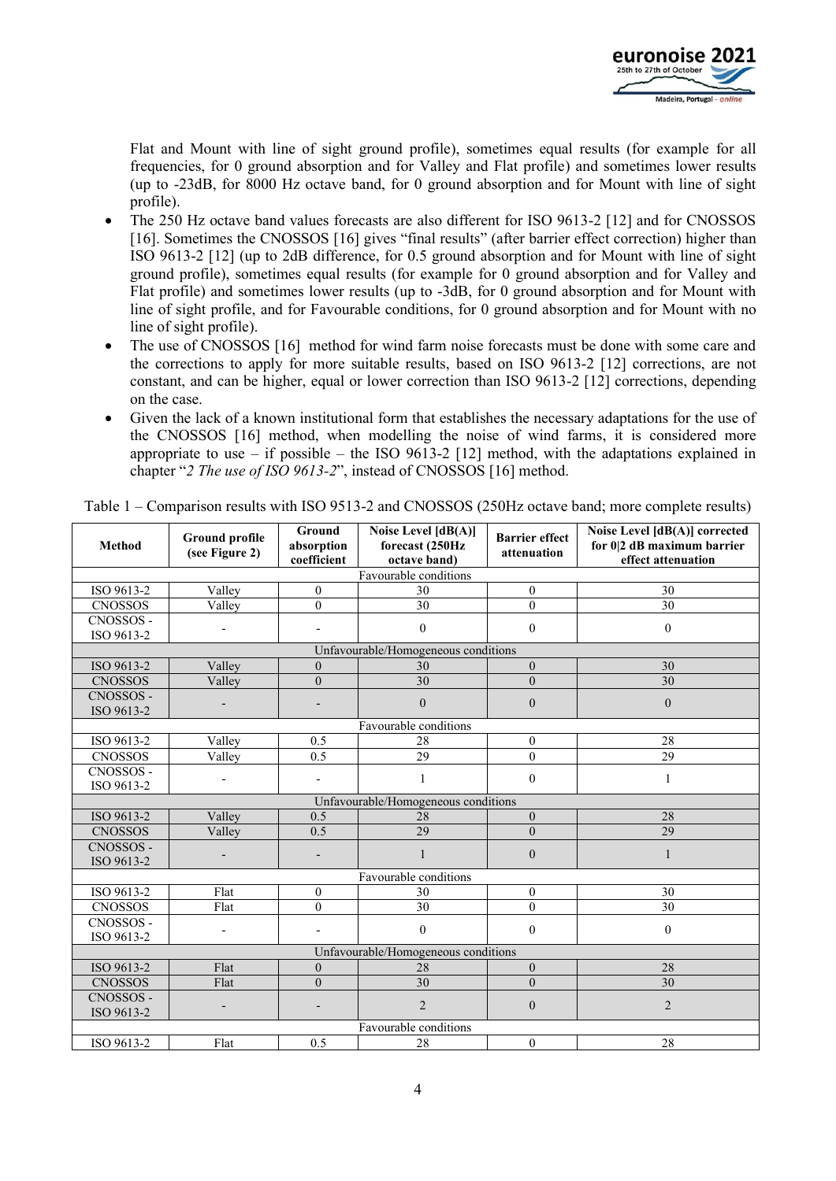Flat and Mount with line of sight ground profile), sometimes equal results (for example for all frequencies, for 0 ground absorption and for Valley and Flat profile) and sometimes lower results (up to -23dB, for 8000 Hz octave band, for 0 ground absorption and for Mount with line of sight profile).

- The 250 Hz octave band values forecasts are also different for ISO 9613-2 [12] and for CNOSSOS [16]. Sometimes the CNOSSOS [16] gives "final results" (after barrier effect correction) higher than ISO 9613-2 [12] (up to 2dB difference, for 0.5 ground absorption and for Mount with line of sight ground profile), sometimes equal results (for example for 0 ground absorption and for Valley and Flat profile) and sometimes lower results (up to -3dB, for 0 ground absorption and for Mount with line of sight profile, and for Favourable conditions, for 0 ground absorption and for Mount with no line of sight profile).
- The use of CNOSSOS [16] method for wind farm noise forecasts must be done with some care and the corrections to apply for more suitable results, based on ISO 9613-2 [12] corrections, are not constant, and can be higher, equal or lower correction than ISO 9613-2 [12] corrections, depending on the case.
- Given the lack of a known institutional form that establishes the necessary adaptations for the use of the CNOSSOS [16] method, when modelling the noise of wind farms, it is considered more appropriate to use – if possible – the ISO 9613-2 [12] method, with the adaptations explained in chapter "*2 The use of ISO 9613-2*", instead of CNOSSOS [16] method.

Table 1 – Comparison results with ISO 9513-2 and CNOSSOS (250Hz octave band; more complete results)

| Method | Ground profile (see Figure 2) | Ground absorption coefficient | Noise Level [dB(A)] forecast (250Hz octave band) | Barrier effect attenuation | Noise Level [dB(A)] corrected for 0\|2 dB maximum barrier effect attenuation |
|---|---|---|---|---|---|
| Favourable conditions | | | | | |
| ISO 9613-2 | Valley | 0 | 30 | 0 | 30 |
| CNOSSOS | Valley | 0 | 30 | 0 | 30 |
| CNOSSOS - ISO 9613-2 | - | - | 0 | 0 | 0 |
| Unfavourable/Homogeneous conditions | | | | | |
| ISO 9613-2 | Valley | 0 | 30 | 0 | 30 |
| CNOSSOS | Valley | 0 | 30 | 0 | 30 |
| CNOSSOS - ISO 9613-2 | - | - | 0 | 0 | 0 |
| Favourable conditions | | | | | |
| ISO 9613-2 | Valley | 0.5 | 28 | 0 | 28 |
| CNOSSOS | Valley | 0.5 | 29 | 0 | 29 |
| CNOSSOS - ISO 9613-2 | - | - | 1 | 0 | 1 |
| Unfavourable/Homogeneous conditions | | | | | |
| ISO 9613-2 | Valley | 0.5 | 28 | 0 | 28 |
| CNOSSOS | Valley | 0.5 | 29 | 0 | 29 |
| CNOSSOS - ISO 9613-2 | - | - | 1 | 0 | 1 |
| Favourable conditions | | | | | |
| ISO 9613-2 | Flat | 0 | 30 | 0 | 30 |
| CNOSSOS | Flat | 0 | 30 | 0 | 30 |
| CNOSSOS - ISO 9613-2 | - | - | 0 | 0 | 0 |
| Unfavourable/Homogeneous conditions | | | | | |
| ISO 9613-2 | Flat | 0 | 28 | 0 | 28 |
| CNOSSOS | Flat | 0 | 30 | 0 | 30 |
| CNOSSOS - ISO 9613-2 | - | - | 2 | 0 | 2 |
| Favourable conditions | | | | | |
| ISO 9613-2 | Flat | 0.5 | 28 | 0 | 28 |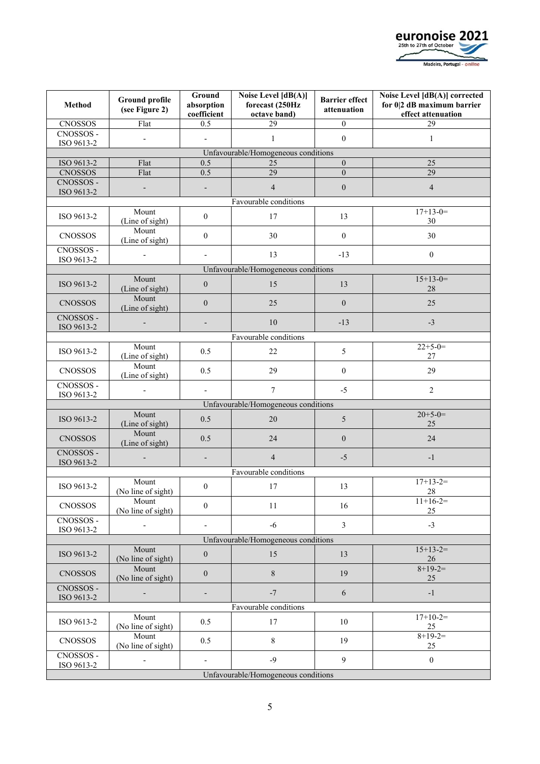| Method | Ground profile (see Figure 2) | Ground absorption coefficient | Noise Level [dB(A)] forecast (250Hz octave band) | Barrier effect attenuation | Noise Level [dB(A)] corrected for 0\|2 dB maximum barrier effect attenuation |
|---|---|---|---|---|---|
| CNOSSOS | Flat | 0.5 | 29 | 0 | 29 |
| CNOSSOS - ISO 9613-2 | - | - | 1 | 0 | 1 |
| Unfavourable/Homogeneous conditions | | | | | |
| ISO 9613-2 | Flat | 0.5 | 25 | 0 | 25 |
| CNOSSOS | Flat | 0.5 | 29 | 0 | 29 |
| CNOSSOS - ISO 9613-2 | - | - | 4 | 0 | 4 |
| Favourable conditions | | | | | |
| ISO 9613-2 | Mount (Line of sight) | 0 | 17 | 13 | 17+13-0= 30 |
| CNOSSOS | Mount (Line of sight) | 0 | 30 | 0 | 30 |
| CNOSSOS - ISO 9613-2 | - | - | 13 | -13 | 0 |
| Unfavourable/Homogeneous conditions | | | | | |
| ISO 9613-2 | Mount (Line of sight) | 0 | 15 | 13 | 15+13-0= 28 |
| CNOSSOS | Mount (Line of sight) | 0 | 25 | 0 | 25 |
| CNOSSOS - ISO 9613-2 | - | - | 10 | -13 | -3 |
| Favourable conditions | | | | | |
| ISO 9613-2 | Mount (Line of sight) | 0.5 | 22 | 5 | 22+5-0= 27 |
| CNOSSOS | Mount (Line of sight) | 0.5 | 29 | 0 | 29 |
| CNOSSOS - ISO 9613-2 | - | - | 7 | -5 | 2 |
| Unfavourable/Homogeneous conditions | | | | | |
| ISO 9613-2 | Mount (Line of sight) | 0.5 | 20 | 5 | 20+5-0= 25 |
| CNOSSOS | Mount (Line of sight) | 0.5 | 24 | 0 | 24 |
| CNOSSOS - ISO 9613-2 | - | - | 4 | -5 | -1 |
| Favourable conditions | | | | | |
| ISO 9613-2 | Mount (No line of sight) | 0 | 17 | 13 | 17+13-2= 28 |
| CNOSSOS | Mount (No line of sight) | 0 | 11 | 16 | 11+16-2= 25 |
| CNOSSOS - ISO 9613-2 | - | - | -6 | 3 | -3 |
| Unfavourable/Homogeneous conditions | | | | | |
| ISO 9613-2 | Mount (No line of sight) | 0 | 15 | 13 | 15+13-2= 26 |
| CNOSSOS | Mount (No line of sight) | 0 | 8 | 19 | 8+19-2= 25 |
| CNOSSOS - ISO 9613-2 | - | - | -7 | 6 | -1 |
| Favourable conditions | | | | | |
| ISO 9613-2 | Mount (No line of sight) | 0.5 | 17 | 10 | 17+10-2= 25 |
| CNOSSOS | Mount (No line of sight) | 0.5 | 8 | 19 | 8+19-2= 25 |
| CNOSSOS - ISO 9613-2 | - | - | -9 | 9 | 0 |
| Unfavourable/Homogeneous conditions | | | | | |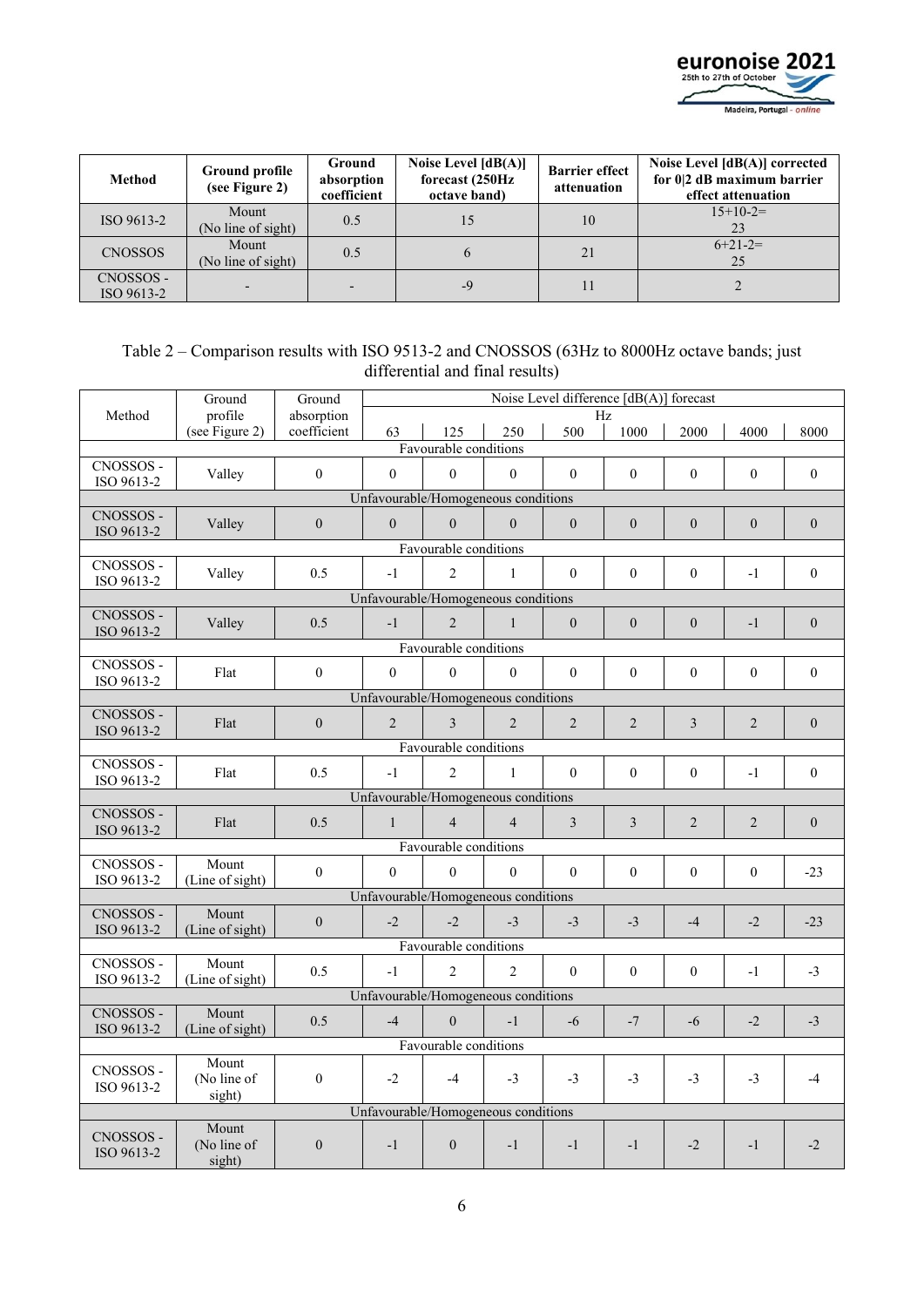| Method | Ground profile (see Figure 2) | Ground absorption coefficient | Noise Level [dB(A)] forecast (250Hz octave band) | Barrier effect attenuation | Noise Level [dB(A)] corrected for 0\|2 dB maximum barrier effect attenuation |
|---|---|---|---|---|---|
| ISO 9613-2 | Mount (No line of sight) | 0.5 | 15 | 10 | 15+10-2= 23 |
| CNOSSOS | Mount (No line of sight) | 0.5 | 6 | 21 | 6+21-2= 25 |
| CNOSSOS - ISO 9613-2 | - | - | -9 | 11 | 2 |

Table 2 – Comparison results with ISO 9513-2 and CNOSSOS (63Hz to 8000Hz octave bands; just differential and final results)

| Method | Ground profile (see Figure 2) | Ground absorption coefficient | Noise Level difference [dB(A)] forecast Hz | | | | | | | |
|---|---|---|---|---|---|---|---|---|---|---|
| | | | 63 | 125 | 250 | 500 | 1000 | 2000 | 4000 | 8000 |
| Favourable conditions | | | | | | | | | | |
| CNOSSOS - ISO 9613-2 | Valley | 0 | 0 | 0 | 0 | 0 | 0 | 0 | 0 | 0 |
| Unfavourable/Homogeneous conditions | | | | | | | | | | |
| CNOSSOS - ISO 9613-2 | Valley | 0 | 0 | 0 | 0 | 0 | 0 | 0 | 0 | 0 |
| Favourable conditions | | | | | | | | | | |
| CNOSSOS - ISO 9613-2 | Valley | 0.5 | -1 | 2 | 1 | 0 | 0 | 0 | -1 | 0 |
| Unfavourable/Homogeneous conditions | | | | | | | | | | |
| CNOSSOS - ISO 9613-2 | Valley | 0.5 | -1 | 2 | 1 | 0 | 0 | 0 | -1 | 0 |
| Favourable conditions | | | | | | | | | | |
| CNOSSOS - ISO 9613-2 | Flat | 0 | 0 | 0 | 0 | 0 | 0 | 0 | 0 | 0 |
| Unfavourable/Homogeneous conditions | | | | | | | | | | |
| CNOSSOS - ISO 9613-2 | Flat | 0 | 2 | 3 | 2 | 2 | 2 | 3 | 2 | 0 |
| Favourable conditions | | | | | | | | | | |
| CNOSSOS - ISO 9613-2 | Flat | 0.5 | -1 | 2 | 1 | 0 | 0 | 0 | -1 | 0 |
| Unfavourable/Homogeneous conditions | | | | | | | | | | |
| CNOSSOS - ISO 9613-2 | Flat | 0.5 | 1 | 4 | 4 | 3 | 3 | 2 | 2 | 0 |
| Favourable conditions | | | | | | | | | | |
| CNOSSOS - ISO 9613-2 | Mount (Line of sight) | 0 | 0 | 0 | 0 | 0 | 0 | 0 | 0 | -23 |
| Unfavourable/Homogeneous conditions | | | | | | | | | | |
| CNOSSOS - ISO 9613-2 | Mount (Line of sight) | 0 | -2 | -2 | -3 | -3 | -3 | -4 | -2 | -23 |
| Favourable conditions | | | | | | | | | | |
| CNOSSOS - ISO 9613-2 | Mount (Line of sight) | 0.5 | -1 | 2 | 2 | 0 | 0 | 0 | -1 | -3 |
| Unfavourable/Homogeneous conditions | | | | | | | | | | |
| CNOSSOS - ISO 9613-2 | Mount (Line of sight) | 0.5 | -4 | 0 | -1 | -6 | -7 | -6 | -2 | -3 |
| Favourable conditions | | | | | | | | | | |
| CNOSSOS - ISO 9613-2 | Mount (No line of sight) | 0 | -2 | -4 | -3 | -3 | -3 | -3 | -3 | -4 |
| Unfavourable/Homogeneous conditions | | | | | | | | | | |
| CNOSSOS - ISO 9613-2 | Mount (No line of sight) | 0 | -1 | 0 | -1 | -1 | -1 | -2 | -1 | -2 |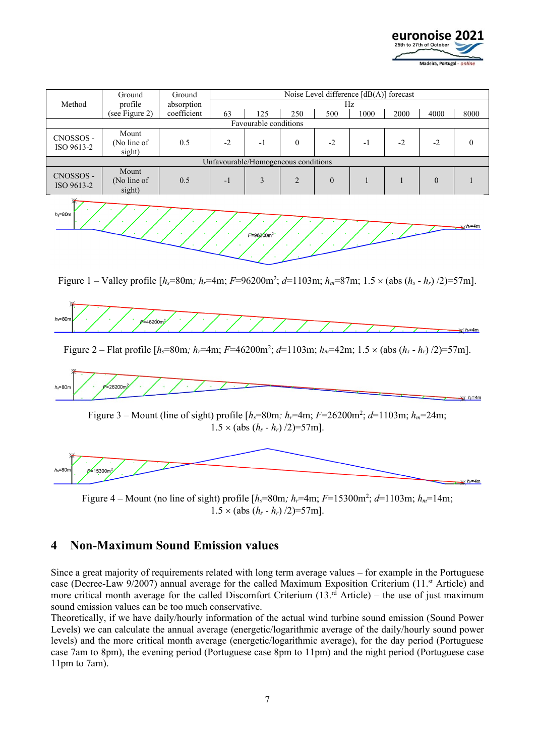| Method | Ground profile (see Figure 2) | Ground absorption coefficient | Noise Level difference [dB(A)] forecast | | | | | | | |
|---|---|---|---|---|---|---|---|---|---|---|
| | | | Hz | | | | | | | |
| | | | 63 | 125 | 250 | 500 | 1000 | 2000 | 4000 | 8000 |
| Favourable conditions | | | | | | | | | | |
| CNOSSOS - ISO 9613-2 | Mount (No line of sight) | 0.5 | -2 | -1 | 0 | -2 | -1 | -2 | -2 | 0 |
| Unfavourable/Homogeneous conditions | | | | | | | | | | |
| CNOSSOS - ISO 9613-2 | Mount (No line of sight) | 0.5 | -1 | 3 | 2 | 0 | 1 | 1 | 0 | 1 |

Figure 1 – Valley profile [$h_s$=80m; $h_r$=4m; $F$=96200m$^2$; $d$=1103m; $h_m$=87m; 1.5 × (abs ($h_s$ - $h_r$) /2)=57m].

Figure 2 – Flat profile [$h_s$=80m; $h_r$=4m; $F$=46200m$^2$; $d$=1103m; $h_m$=42m; 1.5 × (abs ($h_s$ - $h_r$) /2)=57m].

Figure 3 – Mount (line of sight) profile [$h_s$=80m; $h_r$=4m; $F$=26200m$^2$; $d$=1103m; $h_m$=24m; 1.5 × (abs ($h_s$ - $h_r$) /2)=57m].

Figure 4 – Mount (no line of sight) profile [$h_s$=80m; $h_r$=4m; $F$=15300m$^2$; $d$=1103m; $h_m$=14m; 1.5 × (abs ($h_s$ - $h_r$) /2)=57m].

## 4 Non-Maximum Sound Emission values

Since a great majority of requirements related with long term average values – for example in the Portuguese case (Decree-Law 9/2007) annual average for the called Maximum Exposition Criterium (11.[st] Article) and more critical month average for the called Discomfort Criterium (13.[rd] Article) – the use of just maximum sound emission values can be too much conservative.

Theoretically, if we have daily/hourly information of the actual wind turbine sound emission (Sound Power Levels) we can calculate the annual average (energetic/logarithmic average of the daily/hourly sound power levels) and the more critical month average (energetic/logarithmic average), for the day period (Portuguese case 7am to 8pm), the evening period (Portuguese case 8pm to 11pm) and the night period (Portuguese case 11pm to 7am).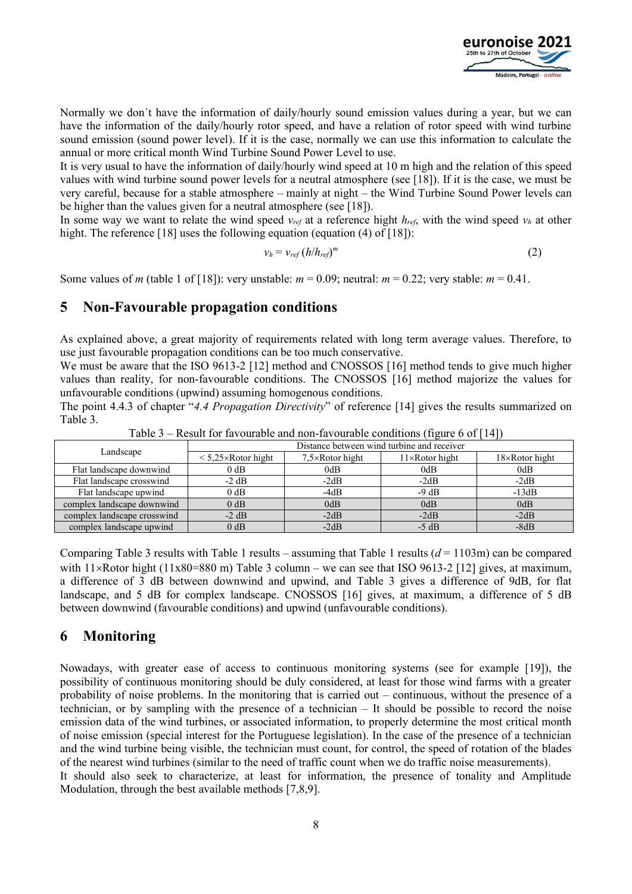Normally we don´t have the information of daily/hourly sound emission values during a year, but we can have the information of the daily/hourly rotor speed, and have a relation of rotor speed with wind turbine sound emission (sound power level). If it is the case, normally we can use this information to calculate the annual or more critical month Wind Turbine Sound Power Level to use.

It is very usual to have the information of daily/hourly wind speed at 10 m high and the relation of this speed values with wind turbine sound power levels for a neutral atmosphere (see [18]). If it is the case, we must be very careful, because for a stable atmosphere – mainly at night – the Wind Turbine Sound Power levels can be higher than the values given for a neutral atmosphere (see [18]).

In some way we want to relate the wind speed $v_{ref}$ at a reference hight $h_{ref}$, with the wind speed $v_h$ at other hight. The reference [18] uses the following equation (equation (4) of [18]):

$$v_h = v_{ref}\,(h/h_{ref})^m \qquad (2)$$

Some values of $m$ (table 1 of [18]): very unstable: $m = 0.09$; neutral: $m = 0.22$; very stable: $m = 0.41$.

# 5 Non-Favourable propagation conditions

As explained above, a great majority of requirements related with long term average values. Therefore, to use just favourable propagation conditions can be too much conservative.

We must be aware that the ISO 9613-2 [12] method and CNOSSOS [16] method tends to give much higher values than reality, for non-favourable conditions. The CNOSSOS [16] method majorize the values for unfavourable conditions (upwind) assuming homogenous conditions.

The point 4.4.3 of chapter "*4.4 Propagation Directivity*" of reference [14] gives the results summarized on Table 3.

Table 3 – Result for favourable and non-favourable conditions (figure 6 of [14])

| Landscape | Distance between wind turbine and receiver | | | |
|---|---|---|---|---|
| | < 5,25×Rotor hight | 7,5×Rotor hight | 11×Rotor hight | 18×Rotor hight |
| Flat landscape downwind | 0 dB | 0dB | 0dB | 0dB |
| Flat landscape crosswind | -2 dB | -2dB | -2dB | -2dB |
| Flat landscape upwind | 0 dB | -4dB | -9 dB | -13dB |
| complex landscape downwind | 0 dB | 0dB | 0dB | 0dB |
| complex landscape crosswind | -2 dB | -2dB | -2dB | -2dB |
| complex landscape upwind | 0 dB | -2dB | -5 dB | -8dB |

Comparing Table 3 results with Table 1 results – assuming that Table 1 results ($d$ = 1103m) can be compared with 11×Rotor hight (11x80=880 m) Table 3 column – we can see that ISO 9613-2 [12] gives, at maximum, a difference of 3 dB between downwind and upwind, and Table 3 gives a difference of 9dB, for flat landscape, and 5 dB for complex landscape. CNOSSOS [16] gives, at maximum, a difference of 5 dB between downwind (favourable conditions) and upwind (unfavourable conditions).

# 6 Monitoring

Nowadays, with greater ease of access to continuous monitoring systems (see for example [19]), the possibility of continuous monitoring should be duly considered, at least for those wind farms with a greater probability of noise problems. In the monitoring that is carried out – continuous, without the presence of a technician, or by sampling with the presence of a technician – It should be possible to record the noise emission data of the wind turbines, or associated information, to properly determine the most critical month of noise emission (special interest for the Portuguese legislation). In the case of the presence of a technician and the wind turbine being visible, the technician must count, for control, the speed of rotation of the blades of the nearest wind turbines (similar to the need of traffic count when we do traffic noise measurements).

It should also seek to characterize, at least for information, the presence of tonality and Amplitude Modulation, through the best available methods [7,8,9].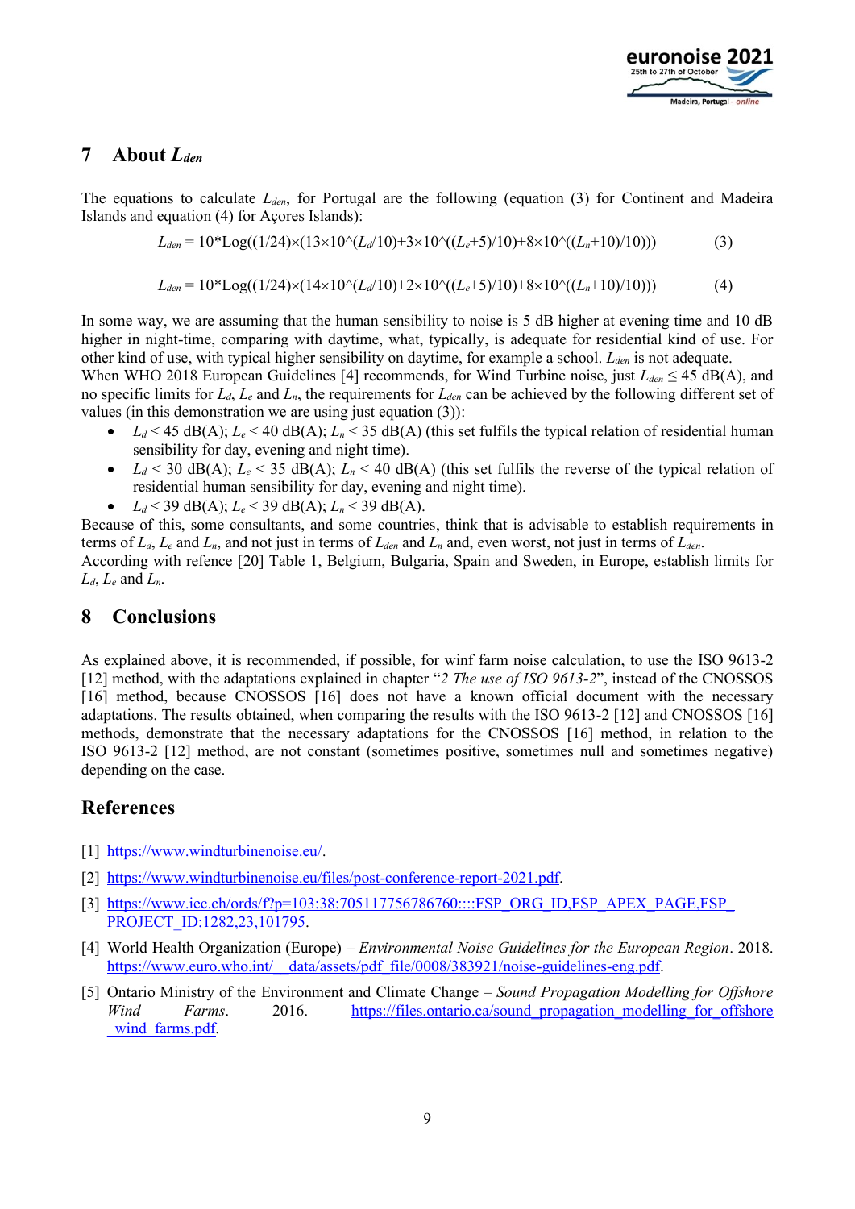## 7 About $L_{den}$

The equations to calculate $L_{den}$, for Portugal are the following (equation (3) for Continent and Madeira Islands and equation (4) for Açores Islands):

$$L_{den} = 10*\text{Log}((1/24)\times(13\times10\text{^}(L_d/10)+3\times10\text{^}((L_e+5)/10)+8\times10\text{^}((L_n+10)/10))) \quad (3)$$

$$L_{den} = 10*\text{Log}((1/24)\times(14\times10\text{^}(L_d/10)+2\times10\text{^}((L_e+5)/10)+8\times10\text{^}((L_n+10)/10))) \quad (4)$$

In some way, we are assuming that the human sensibility to noise is 5 dB higher at evening time and 10 dB higher in night-time, comparing with daytime, what, typically, is adequate for residential kind of use. For other kind of use, with typical higher sensibility on daytime, for example a school. $L_{den}$ is not adequate.
When WHO 2018 European Guidelines [4] recommends, for Wind Turbine noise, just $L_{den} \leq 45$ dB(A), and no specific limits for $L_d$, $L_e$ and $L_n$, the requirements for $L_{den}$ can be achieved by the following different set of values (in this demonstration we are using just equation (3)):

- $L_d < 45$ dB(A); $L_e < 40$ dB(A); $L_n < 35$ dB(A) (this set fulfils the typical relation of residential human sensibility for day, evening and night time).
- $L_d < 30$ dB(A); $L_e < 35$ dB(A); $L_n < 40$ dB(A) (this set fulfils the reverse of the typical relation of residential human sensibility for day, evening and night time).
- $L_d < 39$ dB(A); $L_e < 39$ dB(A); $L_n < 39$ dB(A).

Because of this, some consultants, and some countries, think that is advisable to establish requirements in terms of $L_d$, $L_e$ and $L_n$, and not just in terms of $L_{den}$ and $L_n$ and, even worst, not just in terms of $L_{den}$.
According with refence [20] Table 1, Belgium, Bulgaria, Spain and Sweden, in Europe, establish limits for $L_d$, $L_e$ and $L_n$.

## 8 Conclusions

As explained above, it is recommended, if possible, for winf farm noise calculation, to use the ISO 9613-2 [12] method, with the adaptations explained in chapter "*2 The use of ISO 9613-2*", instead of the CNOSSOS [16] method, because CNOSSOS [16] does not have a known official document with the necessary adaptations. The results obtained, when comparing the results with the ISO 9613-2 [12] and CNOSSOS [16] methods, demonstrate that the necessary adaptations for the CNOSSOS [16] method, in relation to the ISO 9613-2 [12] method, are not constant (sometimes positive, sometimes null and sometimes negative) depending on the case.

## References

[1] https://www.windturbinenoise.eu/.

[2] https://www.windturbinenoise.eu/files/post-conference-report-2021.pdf.

[3] https://www.iec.ch/ords/f?p=103:38:705117756786760::::FSP_ORG_ID,FSP_APEX_PAGE,FSP_PROJECT_ID:1282,23,101795.

[4] World Health Organization (Europe) – *Environmental Noise Guidelines for the European Region*. 2018. https://www.euro.who.int/__data/assets/pdf_file/0008/383921/noise-guidelines-eng.pdf.

[5] Ontario Ministry of the Environment and Climate Change – *Sound Propagation Modelling for Offshore Wind Farms*. 2016. https://files.ontario.ca/sound_propagation_modelling_for_offshore_wind_farms.pdf.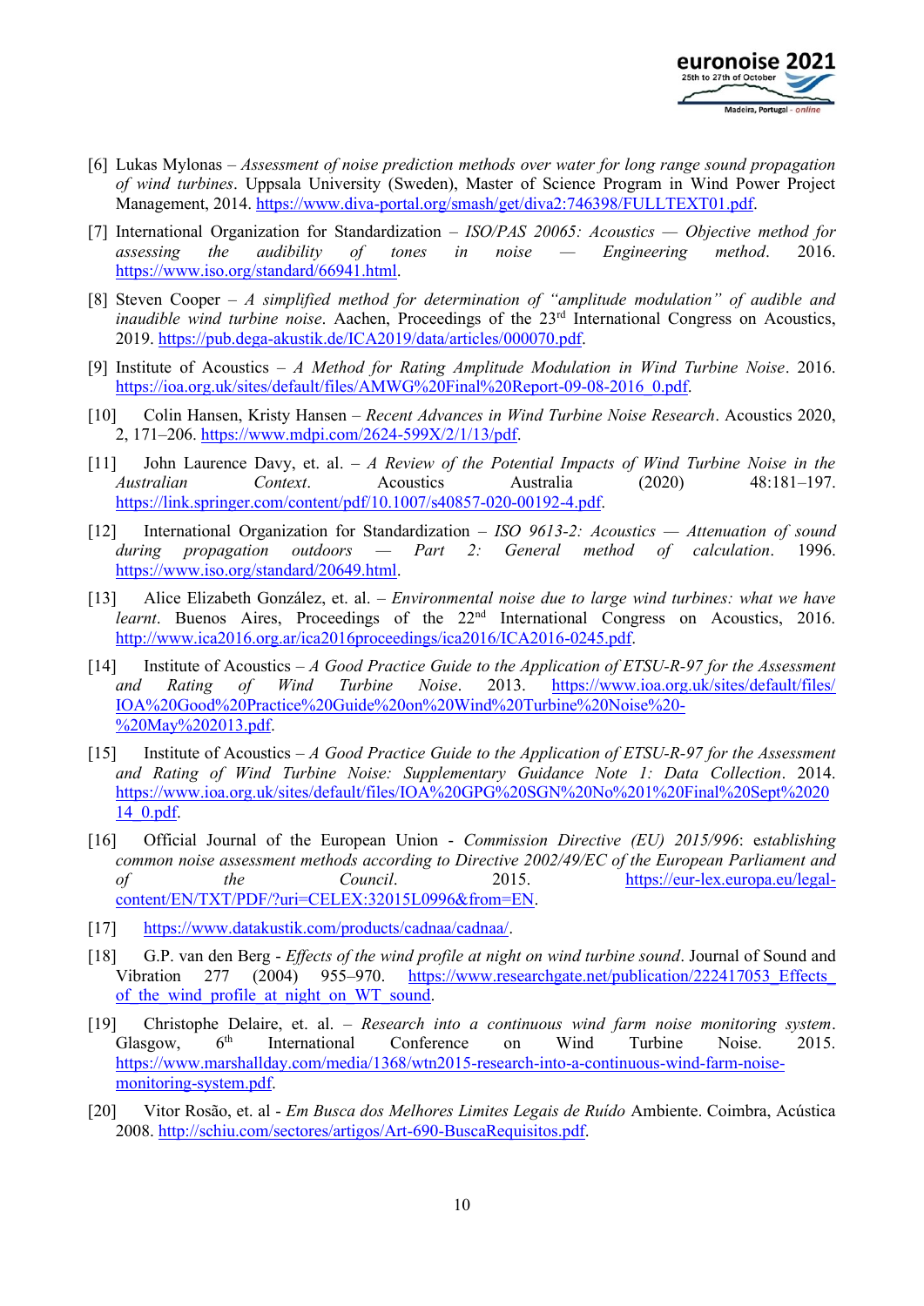[6] Lukas Mylonas – *Assessment of noise prediction methods over water for long range sound propagation of wind turbines*. Uppsala University (Sweden), Master of Science Program in Wind Power Project Management, 2014. https://www.diva-portal.org/smash/get/diva2:746398/FULLTEXT01.pdf.

[7] International Organization for Standardization – *ISO/PAS 20065: Acoustics — Objective method for assessing the audibility of tones in noise — Engineering method*. 2016. https://www.iso.org/standard/66941.html.

[8] Steven Cooper – *A simplified method for determination of "amplitude modulation" of audible and inaudible wind turbine noise*. Aachen, Proceedings of the 23rd International Congress on Acoustics, 2019. https://pub.dega-akustik.de/ICA2019/data/articles/000070.pdf.

[9] Institute of Acoustics – *A Method for Rating Amplitude Modulation in Wind Turbine Noise*. 2016. https://ioa.org.uk/sites/default/files/AMWG%20Final%20Report-09-08-2016_0.pdf.

[10] Colin Hansen, Kristy Hansen – *Recent Advances in Wind Turbine Noise Research*. Acoustics 2020, 2, 171–206. https://www.mdpi.com/2624-599X/2/1/13/pdf.

[11] John Laurence Davy, et. al. – *A Review of the Potential Impacts of Wind Turbine Noise in the Australian Context*. Acoustics Australia (2020) 48:181–197. https://link.springer.com/content/pdf/10.1007/s40857-020-00192-4.pdf.

[12] International Organization for Standardization – *ISO 9613-2: Acoustics — Attenuation of sound during propagation outdoors — Part 2: General method of calculation*. 1996. https://www.iso.org/standard/20649.html.

[13] Alice Elizabeth González, et. al. – *Environmental noise due to large wind turbines: what we have learnt*. Buenos Aires, Proceedings of the 22nd International Congress on Acoustics, 2016. http://www.ica2016.org.ar/ica2016proceedings/ica2016/ICA2016-0245.pdf.

[14] Institute of Acoustics – *A Good Practice Guide to the Application of ETSU-R-97 for the Assessment and Rating of Wind Turbine Noise*. 2013. https://www.ioa.org.uk/sites/default/files/IOA%20Good%20Practice%20Guide%20on%20Wind%20Turbine%20Noise%20-%20May%202013.pdf.

[15] Institute of Acoustics – *A Good Practice Guide to the Application of ETSU-R-97 for the Assessment and Rating of Wind Turbine Noise: Supplementary Guidance Note 1: Data Collection*. 2014. https://www.ioa.org.uk/sites/default/files/IOA%20GPG%20SGN%20No%201%20Final%20Sept%202014_0.pdf.

[16] Official Journal of the European Union - *Commission Directive (EU) 2015/996*: e*stablishing common noise assessment methods according to Directive 2002/49/EC of the European Parliament and of the Council*. 2015. https://eur-lex.europa.eu/legal-content/EN/TXT/PDF/?uri=CELEX:32015L0996&from=EN.

[17] https://www.datakustik.com/products/cadnaa/cadnaa/.

[18] G.P. van den Berg - *Effects of the wind profile at night on wind turbine sound*. Journal of Sound and Vibration 277 (2004) 955–970. https://www.researchgate.net/publication/222417053_Effects_of_the_wind_profile_at_night_on_WT_sound.

[19] Christophe Delaire, et. al. – *Research into a continuous wind farm noise monitoring system*. Glasgow, 6th International Conference on Wind Turbine Noise. 2015. https://www.marshallday.com/media/1368/wtn2015-research-into-a-continuous-wind-farm-noise-monitoring-system.pdf.

[20] Vitor Rosão, et. al - *Em Busca dos Melhores Limites Legais de Ruído* Ambiente. Coimbra, Acústica 2008. http://schiu.com/sectores/artigos/Art-690-BuscaRequisitos.pdf.